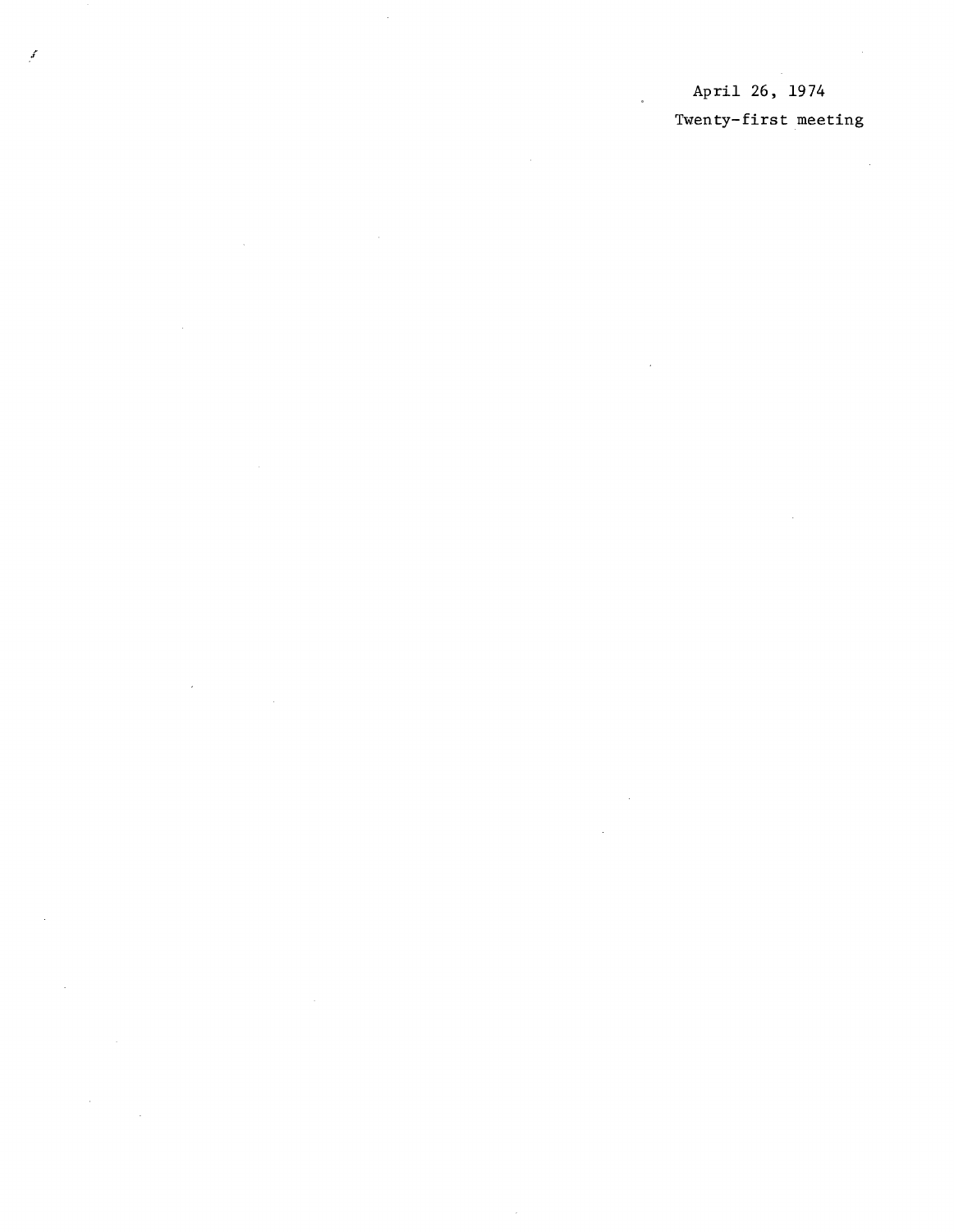April 26, 1974

Twenty-first meeting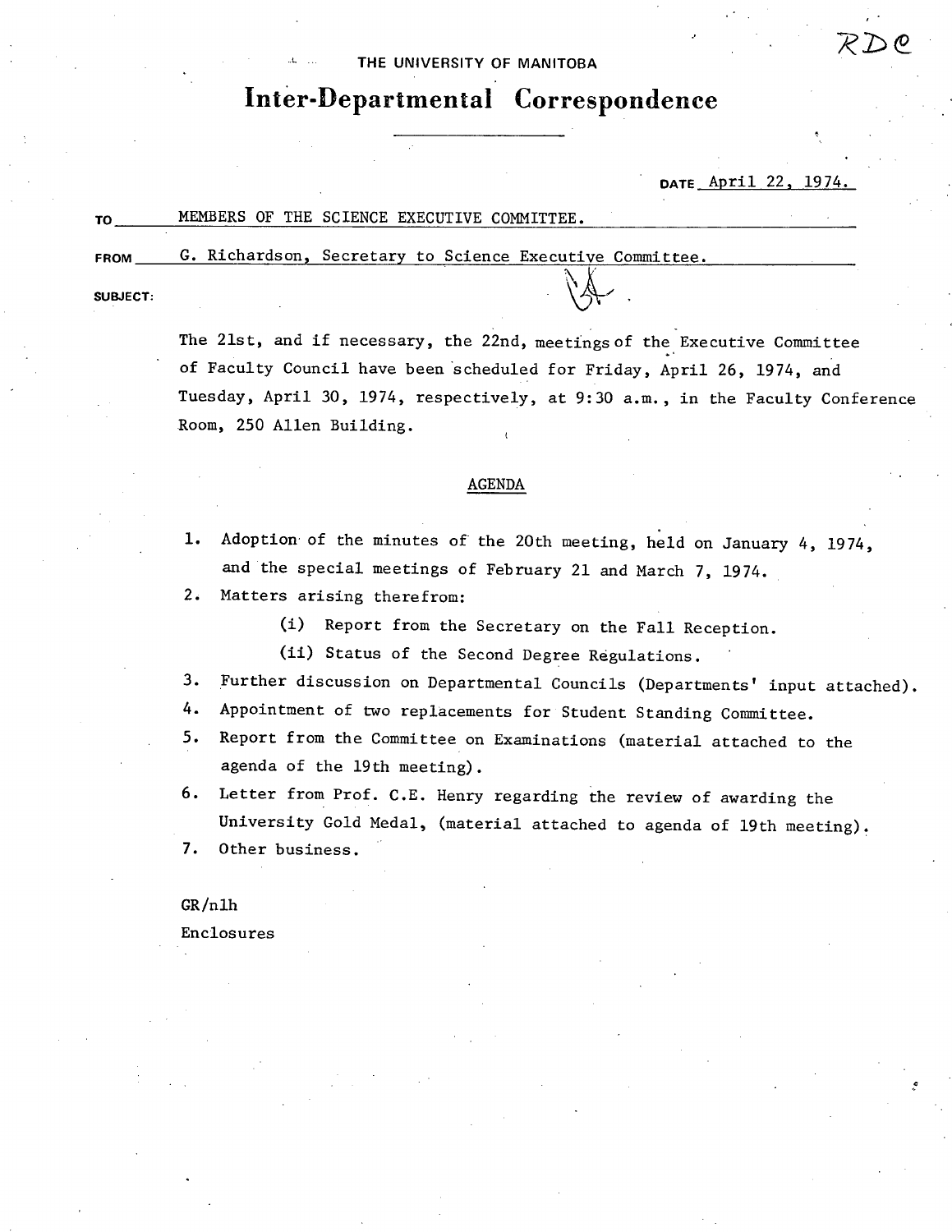RDC

THE UNIVERSITY OF MANITOBA

# Inter-Departmental Correspondence

DATE April 22, 1974.

TO MEMBERS OF THE SCIENCE EXECUTIVE COMMITTEE.

FROM G. Richardson, Secretary to Science Executive Committee.

SUBJECT:

The 21st, and if necessary, the 22nd, meetings of the Executive Committee of Faculty Council have been scheduled for Friday, April 26, 1974, and Tuesday, April 30, 1974, respectively, at 9:30 a.m., in the Faculty Conference Room, 250 Allen Building.

## AGENDA

1. Adoption of the minutes of the 20th meeting, held on January 4, 1974, and the special meetings of February 21 and March 7, 1974.
2. Matters arising therefrom:
   - (i) Report from the Secretary on the Fall Reception.
   - (ii) Status of the Second Degree Regulations.
3. Further discussion on Departmental Councils (Departments' input attached).
4. Appointment of two replacements for Student Standing Committee.
5. Report from the Committee on Examinations (material attached to the agenda of the 19th meeting).
6. Letter from Prof. C.E. Henry regarding the review of awarding the University Gold Medal, (material attached to agenda of 19th meeting).
7. Other business.

GR/nlh

Enclosures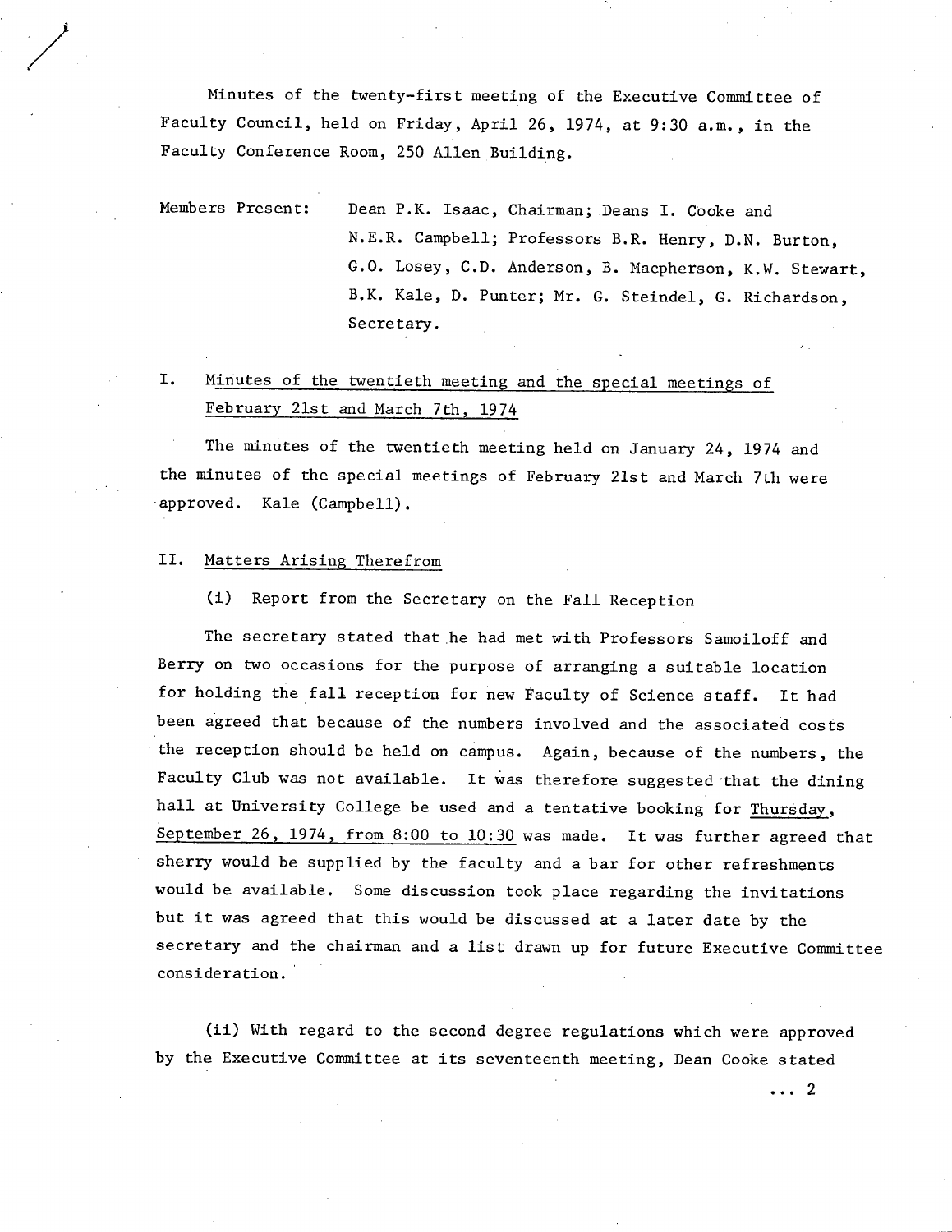Minutes of the twenty-first meeting of the Executive Committee of Faculty Council, held on Friday, April 26, 1974, at 9:30 a.m., in the Faculty Conference Room, 250 Allen Building.

Members Present: Dean P.K. Isaac, Chairman; Deans I. Cooke and N.E.R. Campbell; Professors B.R. Henry, D.N. Burton, G.O. Losey, C.D. Anderson, B. Macpherson, K.W. Stewart, B.K. Kale, D. Punter; Mr. G. Steindel, G. Richardson, Secretary.

## I. Minutes of the twentieth meeting and the special meetings of February 21st and March 7th, 1974

The minutes of the twentieth meeting held on January 24, 1974 and the minutes of the special meetings of February 21st and March 7th were approved. Kale (Campbell).

## II. Matters Arising Therefrom

(i) Report from the Secretary on the Fall Reception

The secretary stated that he had met with Professors Samoiloff and Berry on two occasions for the purpose of arranging a suitable location for holding the fall reception for new Faculty of Science staff. It had been agreed that because of the numbers involved and the associated costs the reception should be held on campus. Again, because of the numbers, the Faculty Club was not available. It was therefore suggested that the dining hall at University College be used and a tentative booking for Thursday, September 26, 1974, from 8:00 to 10:30 was made. It was further agreed that sherry would be supplied by the faculty and a bar for other refreshments would be available. Some discussion took place regarding the invitations but it was agreed that this would be discussed at a later date by the secretary and the chairman and a list drawn up for future Executive Committee consideration.

(ii) With regard to the second degree regulations which were approved by the Executive Committee at its seventeenth meeting, Dean Cooke stated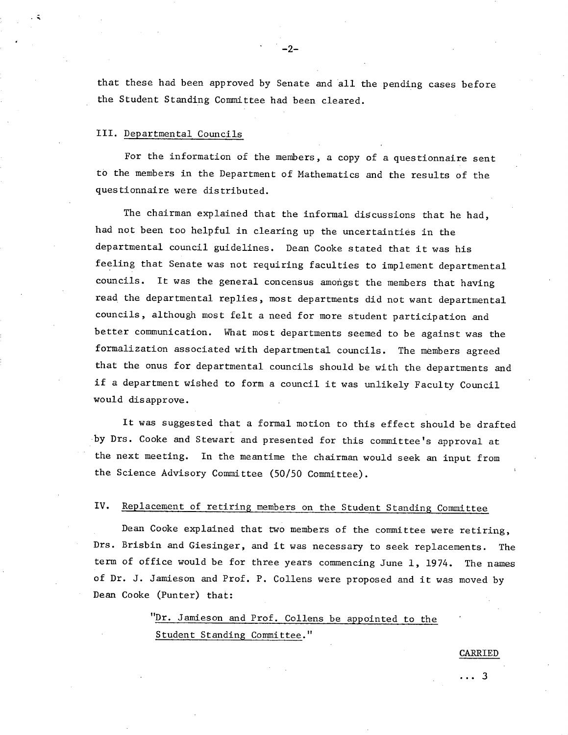that these had been approved by Senate and all the pending cases before the Student Standing Committee had been cleared.

### III. Departmental Councils

For the information of the members, a copy of a questionnaire sent to the members in the Department of Mathematics and the results of the questionnaire were distributed.

The chairman explained that the informal discussions that he had, had not been too helpful in clearing up the uncertainties in the departmental council guidelines. Dean Cooke stated that it was his feeling that Senate was not requiring faculties to implement departmental councils. It was the general concensus amongst the members that having read the departmental replies, most departments did not want departmental councils, although most felt a need for more student participation and better communication. What most departments seemed to be against was the formalization associated with departmental councils. The members agreed that the onus for departmental councils should be with the departments and if a department wished to form a council it was unlikely Faculty Council would disapprove.

It was suggested that a formal motion to this effect should be drafted by Drs. Cooke and Stewart and presented for this committee's approval at the next meeting. In the meantime the chairman would seek an input from the Science Advisory Committee (50/50 Committee).

### IV. Replacement of retiring members on the Student Standing Committee

Dean Cooke explained that two members of the committee were retiring, Drs. Brisbin and Giesinger, and it was necessary to seek replacements. The term of office would be for three years commencing June 1, 1974. The names of Dr. J. Jamieson and Prof. P. Collens were proposed and it was moved by Dean Cooke (Punter) that:

> "Dr. Jamieson and Prof. Collens be appointed to the Student Standing Committee."

CARRIED

... 3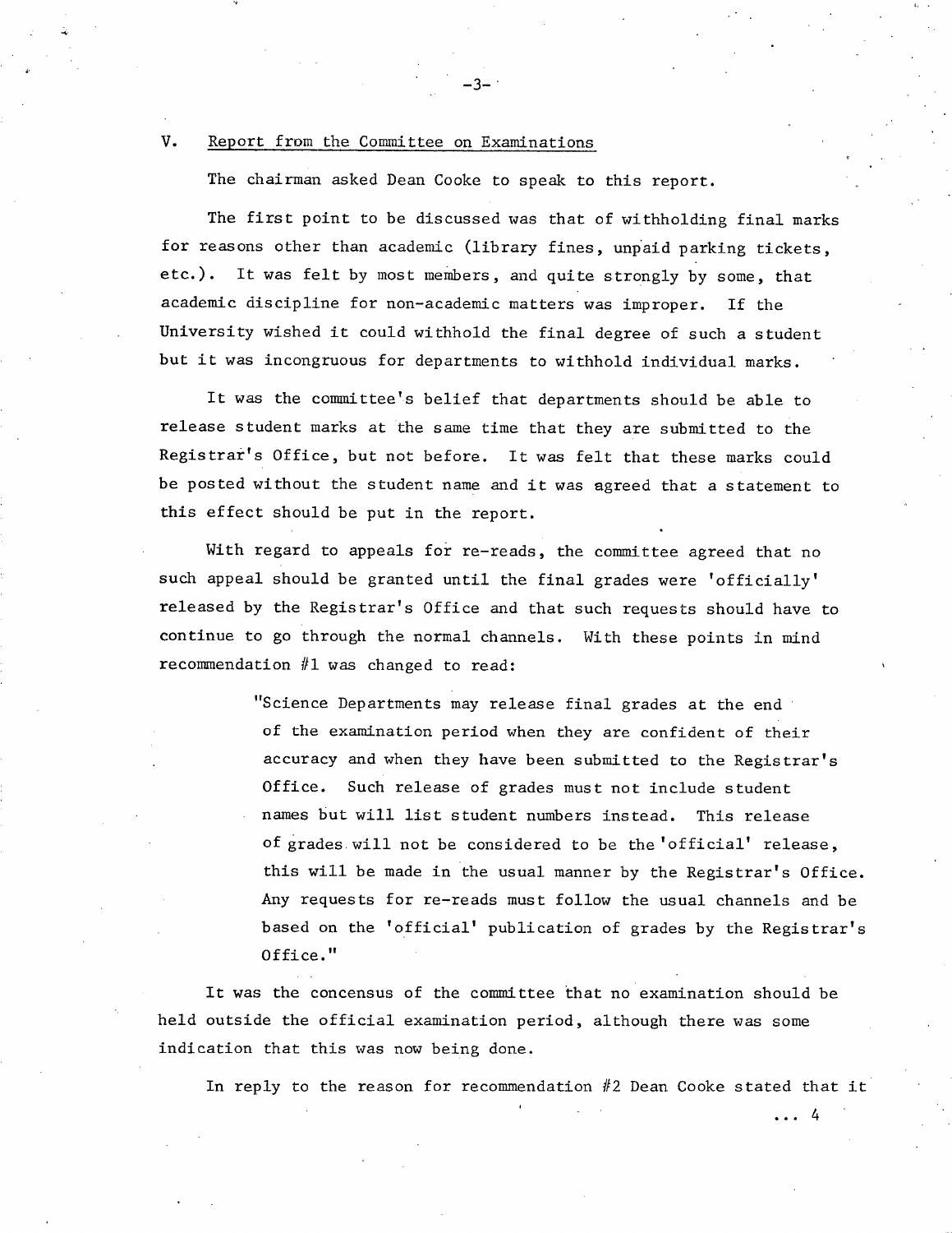## V. Report from the Committee on Examinations

The chairman asked Dean Cooke to speak to this report.

The first point to be discussed was that of withholding final marks for reasons other than academic (library fines, unpaid parking tickets, etc.). It was felt by most members, and quite strongly by some, that academic discipline for non-academic matters was improper. If the University wished it could withhold the final degree of such a student but it was incongruous for departments to withhold individual marks.

It was the committee's belief that departments should be able to release student marks at the same time that they are submitted to the Registrar's Office, but not before. It was felt that these marks could be posted without the student name and it was agreed that a statement to this effect should be put in the report.

With regard to appeals for re-reads, the committee agreed that no such appeal should be granted until the final grades were 'officially' released by the Registrar's Office and that such requests should have to continue to go through the normal channels. With these points in mind recommendation #1 was changed to read:

> "Science Departments may release final grades at the end of the examination period when they are confident of their accuracy and when they have been submitted to the Registrar's Office. Such release of grades must not include student names but will list student numbers instead. This release of grades will not be considered to be the 'official' release, this will be made in the usual manner by the Registrar's Office. Any requests for re-reads must follow the usual channels and be based on the 'official' publication of grades by the Registrar's Office."

It was the concensus of the committee that no examination should be held outside the official examination period, although there was some indication that this was now being done.

In reply to the reason for recommendation #2 Dean Cooke stated that it

... 4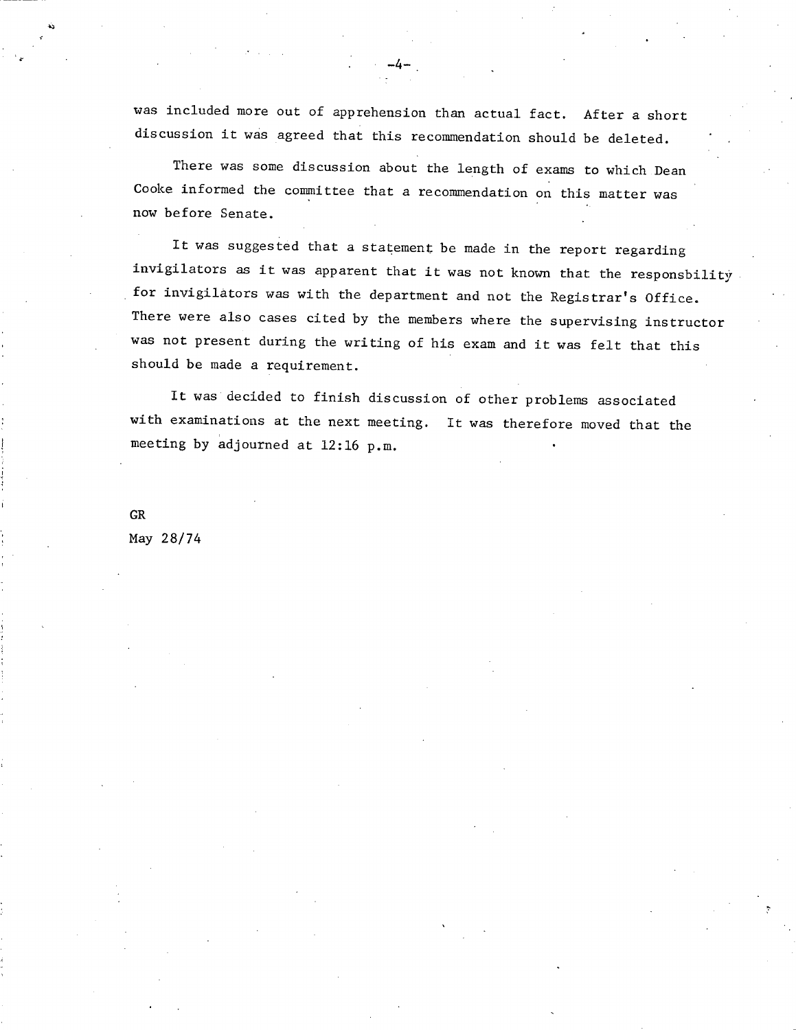was included more out of apprehension than actual fact. After a short discussion it was agreed that this recommendation should be deleted.

There was some discussion about the length of exams to which Dean Cooke informed the committee that a recommendation on this matter was now before Senate.

It was suggested that a statement be made in the report regarding invigilators as it was apparent that it was not known that the responsbility for invigilators was with the department and not the Registrar's Office. There were also cases cited by the members where the supervising instructor was not present during the writing of his exam and it was felt that this should be made a requirement.

It was decided to finish discussion of other problems associated with examinations at the next meeting. It was therefore moved that the meeting by adjourned at 12:16 p.m.

GR
May 28/74